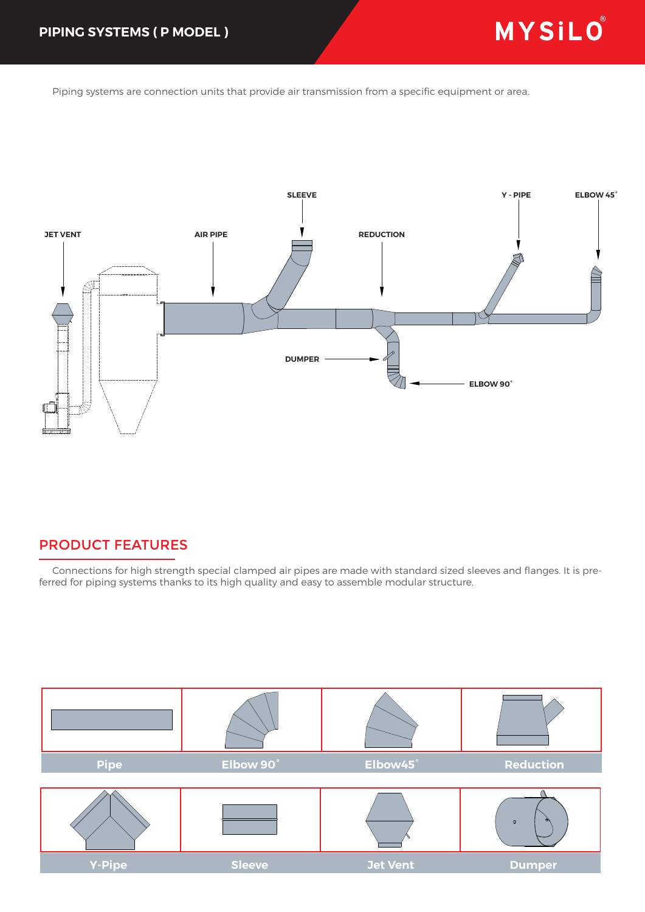# PIPING SYSTEMS ( P MODEL )

MYSiLO®

Piping systems are connection units that provide air transmission from a specific equipment or area.

SLEEVE

Y - PIPE

ELBOW 45˚

JET VENT

AIR PIPE

REDUCTION

DUMPER

ELBOW 90˚

## PRODUCT FEATURES

Connections for high strength special clamped air pipes are made with standard sized sleeves and flanges. It is preferred for piping systems thanks to its high quality and easy to assemble modular structure.

| Pipe | Elbow 90˚ | Elbow45˚ | Reduction |
|---|---|---|---|
| **Y-Pipe** | **Sleeve** | **Jet Vent** | **Dumper** |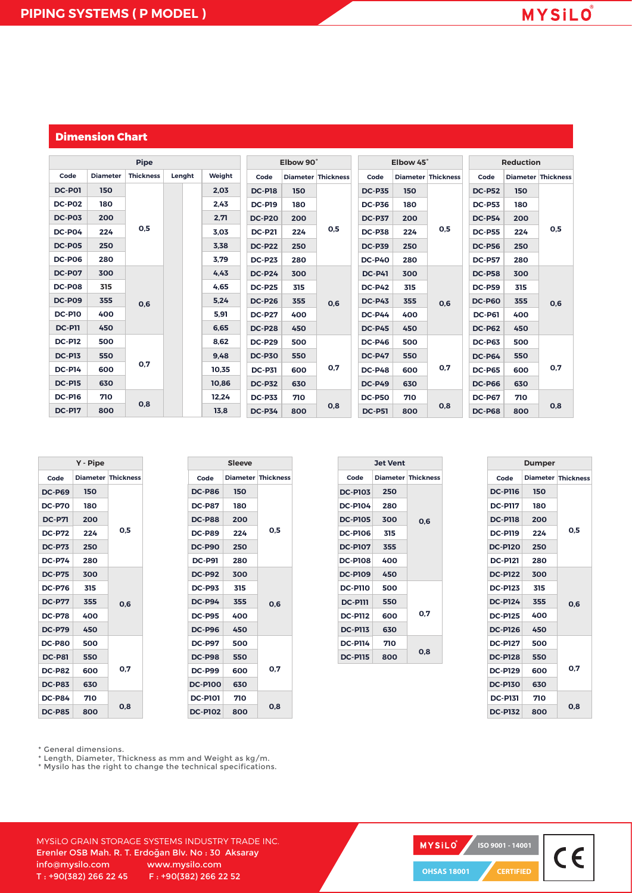## Dimension Chart

| Pipe | | | | |
|---|---|---|---|---|
| Code | Diameter | Thickness | Lenght | Weight |
| DC-P01 | 150 | 0,5 | | 2,03 |
| DC-P02 | 180 | | | 2,43 |
| DC-P03 | 200 | | | 2,71 |
| DC-P04 | 224 | | | 3,03 |
| DC-P05 | 250 | | | 3,38 |
| DC-P06 | 280 | | | 3,79 |
| DC-P07 | 300 | 0,6 | | 4,43 |
| DC-P08 | 315 | | | 4,65 |
| DC-P09 | 355 | | | 5,24 |
| DC-P10 | 400 | | | 5,91 |
| DC-P11 | 450 | | | 6,65 |
| DC-P12 | 500 | 0,7 | | 8,62 |
| DC-P13 | 550 | | | 9,48 |
| DC-P14 | 600 | | | 10,35 |
| DC-P15 | 630 | | | 10,86 |
| DC-P16 | 710 | 0,8 | | 12,24 |
| DC-P17 | 800 | | | 13,8 |

| Elbow 90˚ | | |
|---|---|---|
| Code | Diameter | Thickness |
| DC-P18 | 150 | 0,5 |
| DC-P19 | 180 | |
| DC-P20 | 200 | |
| DC-P21 | 224 | |
| DC-P22 | 250 | |
| DC-P23 | 280 | |
| DC-P24 | 300 | 0,6 |
| DC-P25 | 315 | |
| DC-P26 | 355 | |
| DC-P27 | 400 | |
| DC-P28 | 450 | |
| DC-P29 | 500 | 0,7 |
| DC-P30 | 550 | |
| DC-P31 | 600 | |
| DC-P32 | 630 | |
| DC-P33 | 710 | 0,8 |
| DC-P34 | 800 | |

| Elbow 45˚ | | |
|---|---|---|
| Code | Diameter | Thickness |
| DC-P35 | 150 | 0,5 |
| DC-P36 | 180 | |
| DC-P37 | 200 | |
| DC-P38 | 224 | |
| DC-P39 | 250 | |
| DC-P40 | 280 | |
| DC-P41 | 300 | 0,6 |
| DC-P42 | 315 | |
| DC-P43 | 355 | |
| DC-P44 | 400 | |
| DC-P45 | 450 | |
| DC-P46 | 500 | 0,7 |
| DC-P47 | 550 | |
| DC-P48 | 600 | |
| DC-P49 | 630 | |
| DC-P50 | 710 | 0,8 |
| DC-P51 | 800 | |

| Reduction | | |
|---|---|---|
| Code | Diameter | Thickness |
| DC-P52 | 150 | 0,5 |
| DC-P53 | 180 | |
| DC-P54 | 200 | |
| DC-P55 | 224 | |
| DC-P56 | 250 | |
| DC-P57 | 280 | |
| DC-P58 | 300 | 0,6 |
| DC-P59 | 315 | |
| DC-P60 | 355 | |
| DC-P61 | 400 | |
| DC-P62 | 450 | |
| DC-P63 | 500 | 0,7 |
| DC-P64 | 550 | |
| DC-P65 | 600 | |
| DC-P66 | 630 | |
| DC-P67 | 710 | 0,8 |
| DC-P68 | 800 | |

| Y - Pipe | | |
|---|---|---|
| Code | Diameter | Thickness |
| DC-P69 | 150 | 0,5 |
| DC-P70 | 180 | |
| DC-P71 | 200 | |
| DC-P72 | 224 | |
| DC-P73 | 250 | |
| DC-P74 | 280 | |
| DC-P75 | 300 | 0,6 |
| DC-P76 | 315 | |
| DC-P77 | 355 | |
| DC-P78 | 400 | |
| DC-P79 | 450 | |
| DC-P80 | 500 | 0,7 |
| DC-P81 | 550 | |
| DC-P82 | 600 | |
| DC-P83 | 630 | |
| DC-P84 | 710 | 0,8 |
| DC-P85 | 800 | |

| Sleeve | | |
|---|---|---|
| Code | Diameter | Thickness |
| DC-P86 | 150 | 0,5 |
| DC-P87 | 180 | |
| DC-P88 | 200 | |
| DC-P89 | 224 | |
| DC-P90 | 250 | |
| DC-P91 | 280 | |
| DC-P92 | 300 | 0,6 |
| DC-P93 | 315 | |
| DC-P94 | 355 | |
| DC-P95 | 400 | |
| DC-P96 | 450 | |
| DC-P97 | 500 | 0,7 |
| DC-P98 | 550 | |
| DC-P99 | 600 | |
| DC-P100 | 630 | |
| DC-P101 | 710 | 0,8 |
| DC-P102 | 800 | |

| Jet Vent | | |
|---|---|---|
| Code | Diameter | Thickness |
| DC-P103 | 250 | 0,6 |
| DC-P104 | 280 | |
| DC-P105 | 300 | |
| DC-P106 | 315 | |
| DC-P107 | 355 | |
| DC-P108 | 400 | |
| DC-P109 | 450 | |
| DC-P110 | 500 | 0,7 |
| DC-P111 | 550 | |
| DC-P112 | 600 | |
| DC-P113 | 630 | |
| DC-P114 | 710 | 0,8 |
| DC-P115 | 800 | |

| Dumper | | |
|---|---|---|
| Code | Diameter | Thickness |
| DC-P116 | 150 | 0,5 |
| DC-P117 | 180 | |
| DC-P118 | 200 | |
| DC-P119 | 224 | |
| DC-P120 | 250 | |
| DC-P121 | 280 | |
| DC-P122 | 300 | 0,6 |
| DC-P123 | 315 | |
| DC-P124 | 355 | |
| DC-P125 | 400 | |
| DC-P126 | 450 | |
| DC-P127 | 500 | 0,7 |
| DC-P128 | 550 | |
| DC-P129 | 600 | |
| DC-P130 | 630 | |
| DC-P131 | 710 | 0,8 |
| DC-P132 | 800 | |

* General dimensions.
* Length, Diameter, Thickness as mm and Weight as kg/m.
* Mysilo has the right to change the technical specifications.

MYSiLO GRAIN STORAGE SYSTEMS INDUSTRY TRADE INC.
Erenler OSB Mah. R. T. Erdoğan Blv. No : 30 Aksaray
info@mysilo.com www.mysilo.com
T : +90(382) 266 22 45 F : +90(382) 266 22 52

MYSiLO ISO 9001 - 14001 OHSAS 18001 CERTIFIED